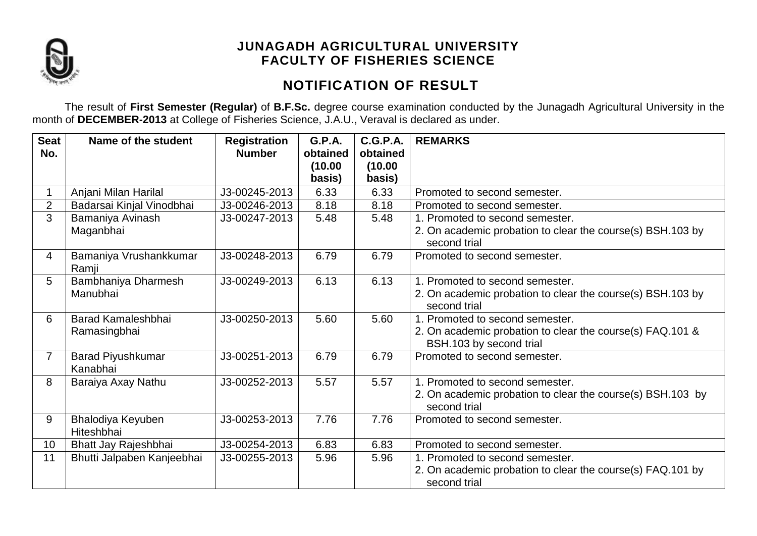# JUNAGADH AGRICULTURAL UNIVERSITY
## FACULTY OF FISHERIES SCIENCE

## NOTIFICATION OF RESULT

The result of **First Semester (Regular)** of **B.F.Sc.** degree course examination conducted by the Junagadh Agricultural University in the month of **DECEMBER-2013** at College of Fisheries Science, J.A.U., Veraval is declared as under.

| Seat No. | Name of the student | Registration Number | G.P.A. obtained (10.00 basis) | C.G.P.A. obtained (10.00 basis) | REMARKS |
|---|---|---|---|---|---|
| 1 | Anjani Milan Harilal | J3-00245-2013 | 6.33 | 6.33 | Promoted to second semester. |
| 2 | Badarsai Kinjal Vinodbhai | J3-00246-2013 | 8.18 | 8.18 | Promoted to second semester. |
| 3 | Bamaniya Avinash Maganbhai | J3-00247-2013 | 5.48 | 5.48 | 1. Promoted to second semester. 2. On academic probation to clear the course(s) BSH.103 by second trial |
| 4 | Bamaniya Vrushankkumar Ramji | J3-00248-2013 | 6.79 | 6.79 | Promoted to second semester. |
| 5 | Bambhaniya Dharmesh Manubhai | J3-00249-2013 | 6.13 | 6.13 | 1. Promoted to second semester. 2. On academic probation to clear the course(s) BSH.103 by second trial |
| 6 | Barad Kamaleshbhai Ramasingbhai | J3-00250-2013 | 5.60 | 5.60 | 1. Promoted to second semester. 2. On academic probation to clear the course(s) FAQ.101 & BSH.103 by second trial |
| 7 | Barad Piyushkumar Kanabhai | J3-00251-2013 | 6.79 | 6.79 | Promoted to second semester. |
| 8 | Baraiya Axay Nathu | J3-00252-2013 | 5.57 | 5.57 | 1. Promoted to second semester. 2. On academic probation to clear the course(s) BSH.103 by second trial |
| 9 | Bhalodiya Keyuben Hiteshbhai | J3-00253-2013 | 7.76 | 7.76 | Promoted to second semester. |
| 10 | Bhatt Jay Rajeshbhai | J3-00254-2013 | 6.83 | 6.83 | Promoted to second semester. |
| 11 | Bhutti Jalpaben Kanjeebhai | J3-00255-2013 | 5.96 | 5.96 | 1. Promoted to second semester. 2. On academic probation to clear the course(s) FAQ.101 by second trial |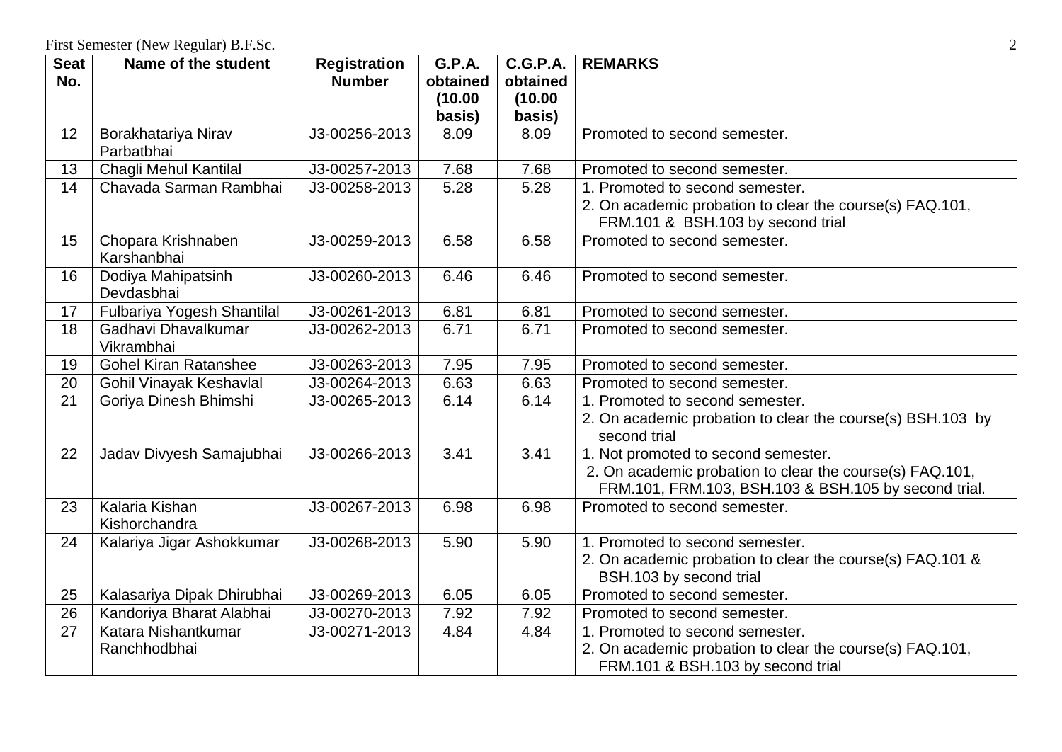| Seat No. | Name of the student | Registration Number | G.P.A. obtained (10.00 basis) | C.G.P.A. obtained (10.00 basis) | REMARKS |
|---|---|---|---|---|---|
| 12 | Borakhatariya Nirav Parbatbhai | J3-00256-2013 | 8.09 | 8.09 | Promoted to second semester. |
| 13 | Chagli Mehul Kantilal | J3-00257-2013 | 7.68 | 7.68 | Promoted to second semester. |
| 14 | Chavada Sarman Rambhai | J3-00258-2013 | 5.28 | 5.28 | 1. Promoted to second semester.<br>2. On academic probation to clear the course(s) FAQ.101, FRM.101 & BSH.103 by second trial |
| 15 | Chopara Krishnaben Karshanbhai | J3-00259-2013 | 6.58 | 6.58 | Promoted to second semester. |
| 16 | Dodiya Mahipatsinh Devdasbhai | J3-00260-2013 | 6.46 | 6.46 | Promoted to second semester. |
| 17 | Fulbariya Yogesh Shantilal | J3-00261-2013 | 6.81 | 6.81 | Promoted to second semester. |
| 18 | Gadhavi Dhavalkumar Vikrambhai | J3-00262-2013 | 6.71 | 6.71 | Promoted to second semester. |
| 19 | Gohel Kiran Ratanshee | J3-00263-2013 | 7.95 | 7.95 | Promoted to second semester. |
| 20 | Gohil Vinayak Keshavlal | J3-00264-2013 | 6.63 | 6.63 | Promoted to second semester. |
| 21 | Goriya Dinesh Bhimshi | J3-00265-2013 | 6.14 | 6.14 | 1. Promoted to second semester.<br>2. On academic probation to clear the course(s) BSH.103 by second trial |
| 22 | Jadav Divyesh Samajubhai | J3-00266-2013 | 3.41 | 3.41 | 1. Not promoted to second semester.<br>2. On academic probation to clear the course(s) FAQ.101, FRM.101, FRM.103, BSH.103 & BSH.105 by second trial. |
| 23 | Kalaria Kishan Kishorchandra | J3-00267-2013 | 6.98 | 6.98 | Promoted to second semester. |
| 24 | Kalariya Jigar Ashokkumar | J3-00268-2013 | 5.90 | 5.90 | 1. Promoted to second semester.<br>2. On academic probation to clear the course(s) FAQ.101 & BSH.103 by second trial |
| 25 | Kalasariya Dipak Dhirubhai | J3-00269-2013 | 6.05 | 6.05 | Promoted to second semester. |
| 26 | Kandoriya Bharat Alabhai | J3-00270-2013 | 7.92 | 7.92 | Promoted to second semester. |
| 27 | Katara Nishantkumar Ranchhodbhai | J3-00271-2013 | 4.84 | 4.84 | 1. Promoted to second semester.<br>2. On academic probation to clear the course(s) FAQ.101, FRM.101 & BSH.103 by second trial |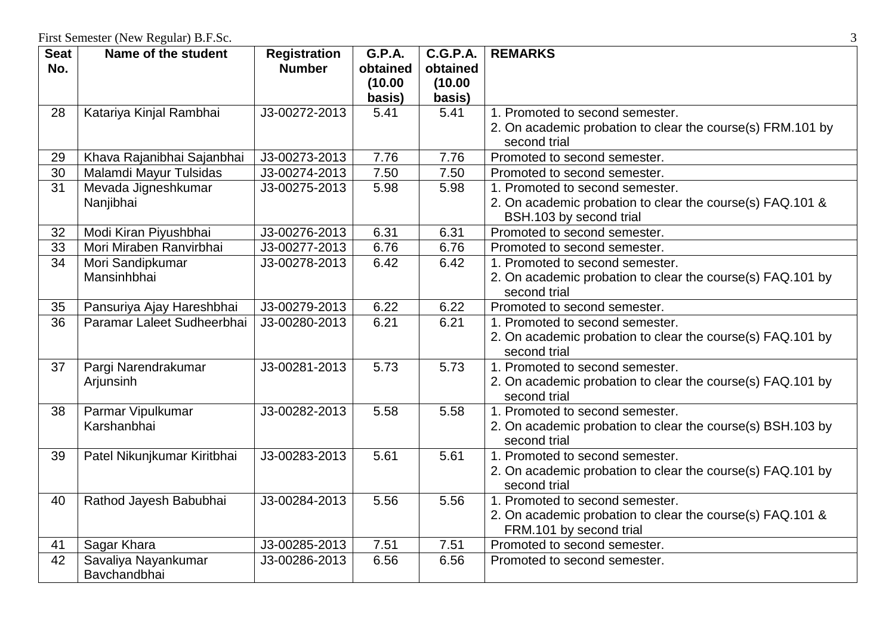| Seat No. | Name of the student | Registration Number | G.P.A. obtained (10.00 basis) | C.G.P.A. obtained (10.00 basis) | REMARKS |
|---|---|---|---|---|---|
| 28 | Katariya Kinjal Rambhai | J3-00272-2013 | 5.41 | 5.41 | 1. Promoted to second semester.<br>2. On academic probation to clear the course(s) FRM.101 by second trial |
| 29 | Khava Rajanibhai Sajanbhai | J3-00273-2013 | 7.76 | 7.76 | Promoted to second semester. |
| 30 | Malamdi Mayur Tulsidas | J3-00274-2013 | 7.50 | 7.50 | Promoted to second semester. |
| 31 | Mevada Jigneshkumar Nanjibhai | J3-00275-2013 | 5.98 | 5.98 | 1. Promoted to second semester.<br>2. On academic probation to clear the course(s) FAQ.101 & BSH.103 by second trial |
| 32 | Modi Kiran Piyushbhai | J3-00276-2013 | 6.31 | 6.31 | Promoted to second semester. |
| 33 | Mori Miraben Ranvirbhai | J3-00277-2013 | 6.76 | 6.76 | Promoted to second semester. |
| 34 | Mori Sandipkumar Mansinhbhai | J3-00278-2013 | 6.42 | 6.42 | 1. Promoted to second semester.<br>2. On academic probation to clear the course(s) FAQ.101 by second trial |
| 35 | Pansuriya Ajay Hareshbhai | J3-00279-2013 | 6.22 | 6.22 | Promoted to second semester. |
| 36 | Paramar Laleet Sudheerbhai | J3-00280-2013 | 6.21 | 6.21 | 1. Promoted to second semester.<br>2. On academic probation to clear the course(s) FAQ.101 by second trial |
| 37 | Pargi Narendrakumar Arjunsinh | J3-00281-2013 | 5.73 | 5.73 | 1. Promoted to second semester.<br>2. On academic probation to clear the course(s) FAQ.101 by second trial |
| 38 | Parmar Vipulkumar Karshanbhai | J3-00282-2013 | 5.58 | 5.58 | 1. Promoted to second semester.<br>2. On academic probation to clear the course(s) BSH.103 by second trial |
| 39 | Patel Nikunjkumar Kiritbhai | J3-00283-2013 | 5.61 | 5.61 | 1. Promoted to second semester.<br>2. On academic probation to clear the course(s) FAQ.101 by second trial |
| 40 | Rathod Jayesh Babubhai | J3-00284-2013 | 5.56 | 5.56 | 1. Promoted to second semester.<br>2. On academic probation to clear the course(s) FAQ.101 & FRM.101 by second trial |
| 41 | Sagar Khara | J3-00285-2013 | 7.51 | 7.51 | Promoted to second semester. |
| 42 | Savaliya Nayankumar Bavchandbhai | J3-00286-2013 | 6.56 | 6.56 | Promoted to second semester. |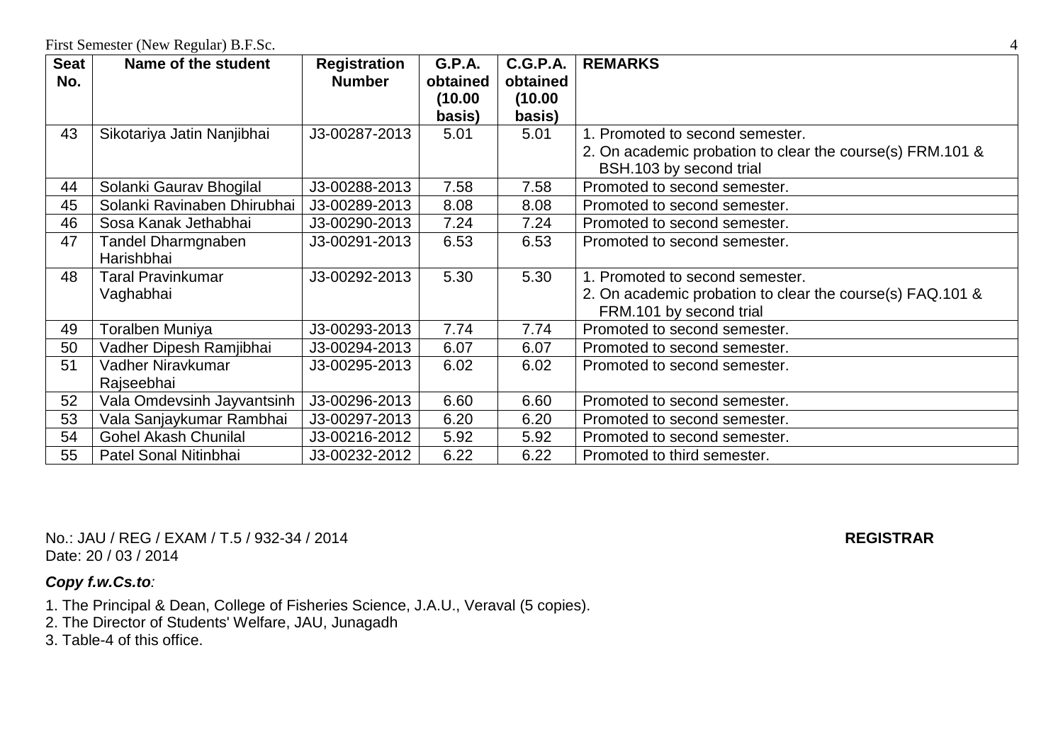| Seat No. | Name of the student | Registration Number | G.P.A. obtained (10.00 basis) | C.G.P.A. obtained (10.00 basis) | REMARKS |
|---|---|---|---|---|---|
| 43 | Sikotariya Jatin Nanjibhai | J3-00287-2013 | 5.01 | 5.01 | 1. Promoted to second semester.<br>2. On academic probation to clear the course(s) FRM.101 & BSH.103 by second trial |
| 44 | Solanki Gaurav Bhogilal | J3-00288-2013 | 7.58 | 7.58 | Promoted to second semester. |
| 45 | Solanki Ravinaben Dhirubhai | J3-00289-2013 | 8.08 | 8.08 | Promoted to second semester. |
| 46 | Sosa Kanak Jethabhai | J3-00290-2013 | 7.24 | 7.24 | Promoted to second semester. |
| 47 | Tandel Dharmgnaben Harishbhai | J3-00291-2013 | 6.53 | 6.53 | Promoted to second semester. |
| 48 | Taral Pravinkumar Vaghabhai | J3-00292-2013 | 5.30 | 5.30 | 1. Promoted to second semester.<br>2. On academic probation to clear the course(s) FAQ.101 & FRM.101 by second trial |
| 49 | Toralben Muniya | J3-00293-2013 | 7.74 | 7.74 | Promoted to second semester. |
| 50 | Vadher Dipesh Ramjibhai | J3-00294-2013 | 6.07 | 6.07 | Promoted to second semester. |
| 51 | Vadher Niravkumar Rajseebhai | J3-00295-2013 | 6.02 | 6.02 | Promoted to second semester. |
| 52 | Vala Omdevsinh Jayvantsinh | J3-00296-2013 | 6.60 | 6.60 | Promoted to second semester. |
| 53 | Vala Sanjaykumar Rambhai | J3-00297-2013 | 6.20 | 6.20 | Promoted to second semester. |
| 54 | Gohel Akash Chunilal | J3-00216-2012 | 5.92 | 5.92 | Promoted to second semester. |
| 55 | Patel Sonal Nitinbhai | J3-00232-2012 | 6.22 | 6.22 | Promoted to third semester. |

No.: JAU / REG / EXAM / T.5 / 932-34 / 2014

Date: 20 / 03 / 2014

**REGISTRAR**

***Copy f.w.Cs.to**:*

1. The Principal & Dean, College of Fisheries Science, J.A.U., Veraval (5 copies).
2. The Director of Students' Welfare, JAU, Junagadh
3. Table-4 of this office.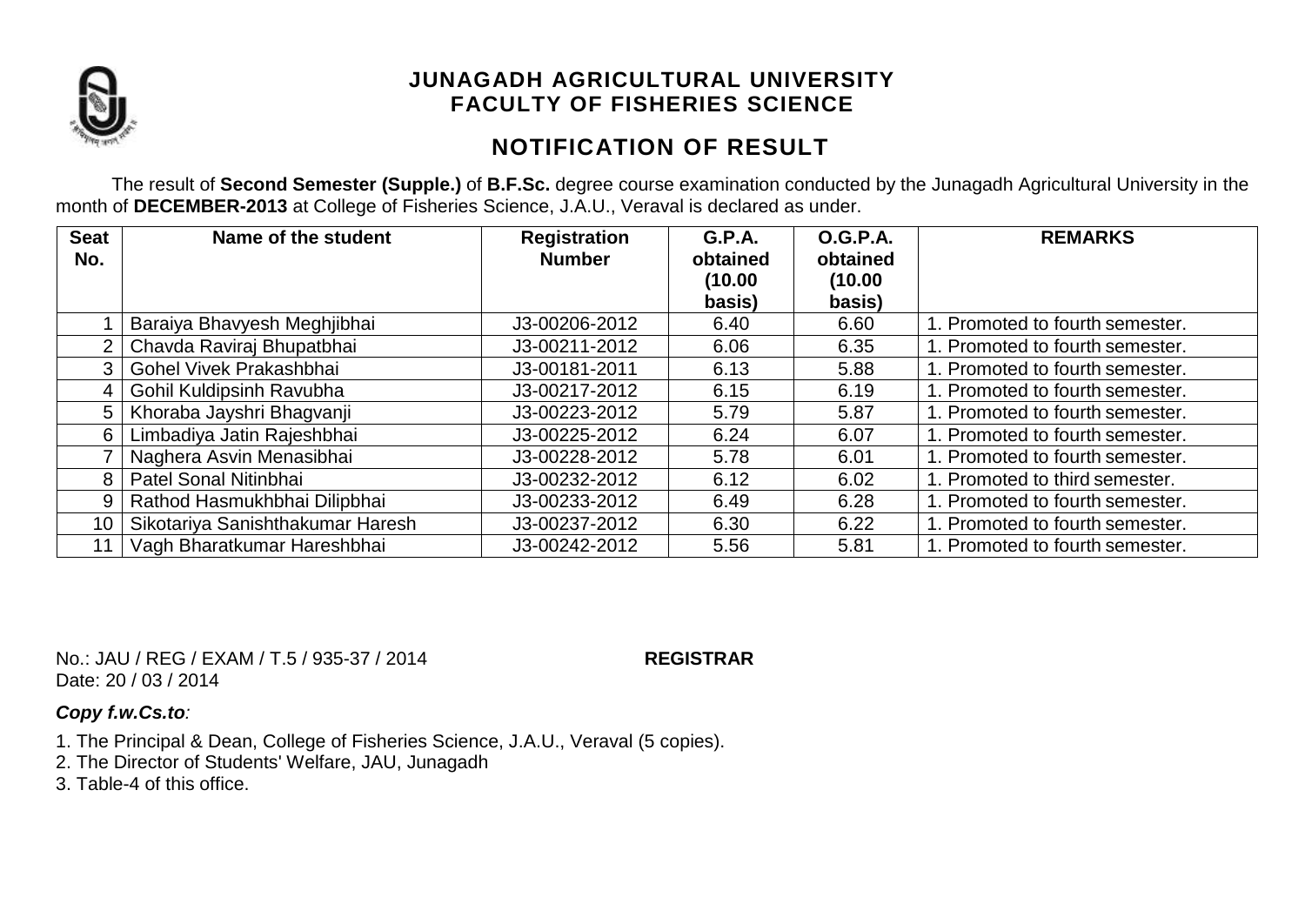# JUNAGADH AGRICULTURAL UNIVERSITY
## FACULTY OF FISHERIES SCIENCE

## NOTIFICATION OF RESULT

The result of **Second Semester (Supple.)** of **B.F.Sc.** degree course examination conducted by the Junagadh Agricultural University in the month of **DECEMBER-2013** at College of Fisheries Science, J.A.U., Veraval is declared as under.

| Seat No. | Name of the student | Registration Number | G.P.A. obtained (10.00 basis) | O.G.P.A. obtained (10.00 basis) | REMARKS |
|---|---|---|---|---|---|
| 1 | Baraiya Bhavyesh Meghjibhai | J3-00206-2012 | 6.40 | 6.60 | 1. Promoted to fourth semester. |
| 2 | Chavda Raviraj Bhupatbhai | J3-00211-2012 | 6.06 | 6.35 | 1. Promoted to fourth semester. |
| 3 | Gohel Vivek Prakashbhai | J3-00181-2011 | 6.13 | 5.88 | 1. Promoted to fourth semester. |
| 4 | Gohil Kuldipsinh Ravubha | J3-00217-2012 | 6.15 | 6.19 | 1. Promoted to fourth semester. |
| 5 | Khoraba Jayshri Bhagvanji | J3-00223-2012 | 5.79 | 5.87 | 1. Promoted to fourth semester. |
| 6 | Limbadiya Jatin Rajeshbhai | J3-00225-2012 | 6.24 | 6.07 | 1. Promoted to fourth semester. |
| 7 | Naghera Asvin Menasibhai | J3-00228-2012 | 5.78 | 6.01 | 1. Promoted to fourth semester. |
| 8 | Patel Sonal Nitinbhai | J3-00232-2012 | 6.12 | 6.02 | 1. Promoted to third semester. |
| 9 | Rathod Hasmukhbhai Dilipbhai | J3-00233-2012 | 6.49 | 6.28 | 1. Promoted to fourth semester. |
| 10 | Sikotariya Sanishthakumar Haresh | J3-00237-2012 | 6.30 | 6.22 | 1. Promoted to fourth semester. |
| 11 | Vagh Bharatkumar Hareshbhai | J3-00242-2012 | 5.56 | 5.81 | 1. Promoted to fourth semester. |

No.: JAU / REG / EXAM / T.5 / 935-37 / 2014

Date: 20 / 03 / 2014

**REGISTRAR**

***Copy f.w.Cs.to**:*

1. The Principal & Dean, College of Fisheries Science, J.A.U., Veraval (5 copies).
2. The Director of Students' Welfare, JAU, Junagadh
3. Table-4 of this office.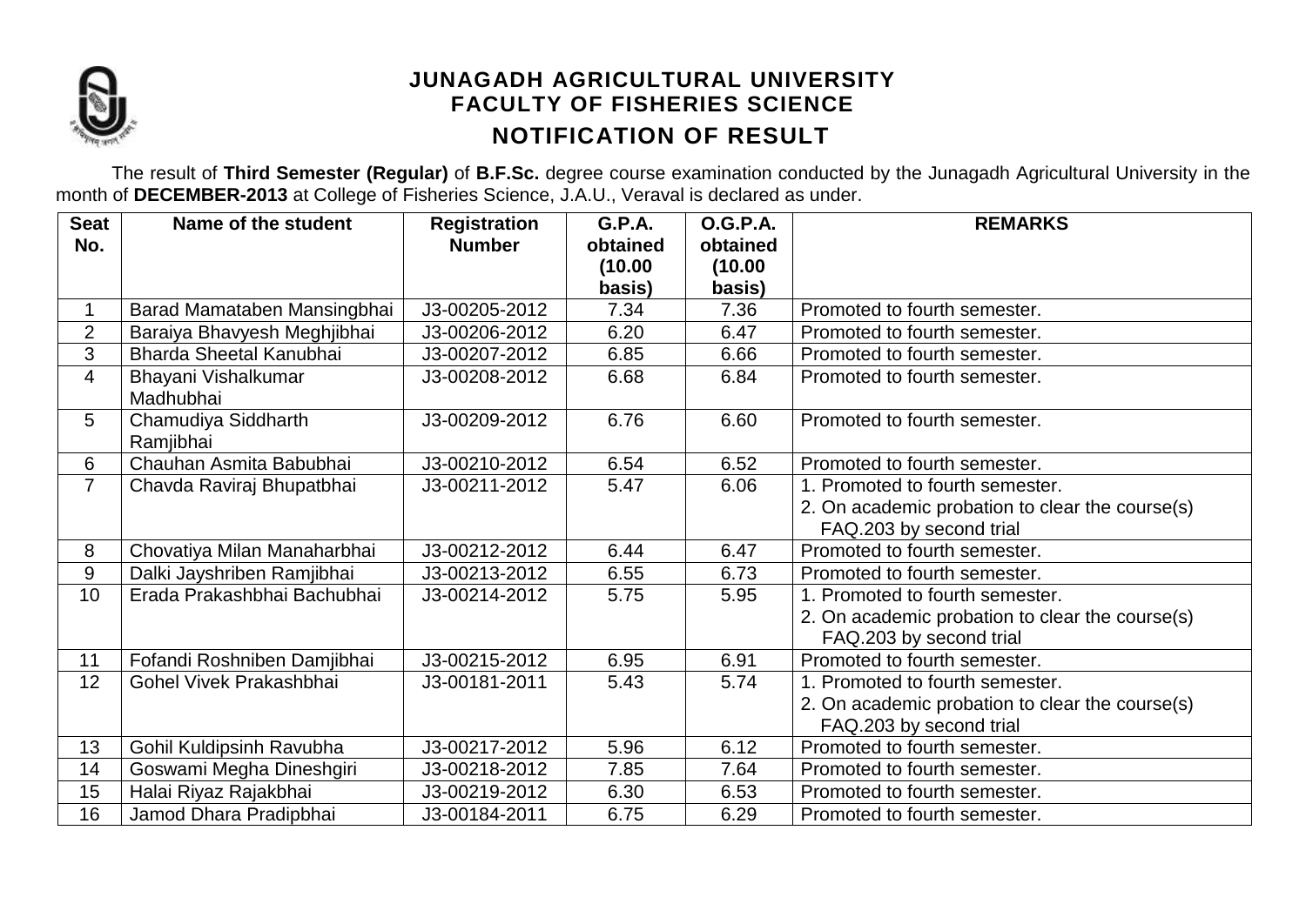# JUNAGADH AGRICULTURAL UNIVERSITY
## FACULTY OF FISHERIES SCIENCE
## NOTIFICATION OF RESULT

The result of **Third Semester (Regular)** of **B.F.Sc.** degree course examination conducted by the Junagadh Agricultural University in the month of **DECEMBER-2013** at College of Fisheries Science, J.A.U., Veraval is declared as under.

| Seat No. | Name of the student | Registration Number | G.P.A. obtained (10.00 basis) | O.G.P.A. obtained (10.00 basis) | REMARKS |
|---|---|---|---|---|---|
| 1 | Barad Mamataben Mansingbhai | J3-00205-2012 | 7.34 | 7.36 | Promoted to fourth semester. |
| 2 | Baraiya Bhavyesh Meghjibhai | J3-00206-2012 | 6.20 | 6.47 | Promoted to fourth semester. |
| 3 | Bharda Sheetal Kanubhai | J3-00207-2012 | 6.85 | 6.66 | Promoted to fourth semester. |
| 4 | Bhayani Vishalkumar Madhubhai | J3-00208-2012 | 6.68 | 6.84 | Promoted to fourth semester. |
| 5 | Chamudiya Siddharth Ramjibhai | J3-00209-2012 | 6.76 | 6.60 | Promoted to fourth semester. |
| 6 | Chauhan Asmita Babubhai | J3-00210-2012 | 6.54 | 6.52 | Promoted to fourth semester. |
| 7 | Chavda Raviraj Bhupatbhai | J3-00211-2012 | 5.47 | 6.06 | 1. Promoted to fourth semester.<br>2. On academic probation to clear the course(s) FAQ.203 by second trial |
| 8 | Chovatiya Milan Manaharbhai | J3-00212-2012 | 6.44 | 6.47 | Promoted to fourth semester. |
| 9 | Dalki Jayshriben Ramjibhai | J3-00213-2012 | 6.55 | 6.73 | Promoted to fourth semester. |
| 10 | Erada Prakashbhai Bachubhai | J3-00214-2012 | 5.75 | 5.95 | 1. Promoted to fourth semester.<br>2. On academic probation to clear the course(s) FAQ.203 by second trial |
| 11 | Fofandi Roshniben Damjibhai | J3-00215-2012 | 6.95 | 6.91 | Promoted to fourth semester. |
| 12 | Gohel Vivek Prakashbhai | J3-00181-2011 | 5.43 | 5.74 | 1. Promoted to fourth semester.<br>2. On academic probation to clear the course(s) FAQ.203 by second trial |
| 13 | Gohil Kuldipsinh Ravubha | J3-00217-2012 | 5.96 | 6.12 | Promoted to fourth semester. |
| 14 | Goswami Megha Dineshgiri | J3-00218-2012 | 7.85 | 7.64 | Promoted to fourth semester. |
| 15 | Halai Riyaz Rajakbhai | J3-00219-2012 | 6.30 | 6.53 | Promoted to fourth semester. |
| 16 | Jamod Dhara Pradipbhai | J3-00184-2011 | 6.75 | 6.29 | Promoted to fourth semester. |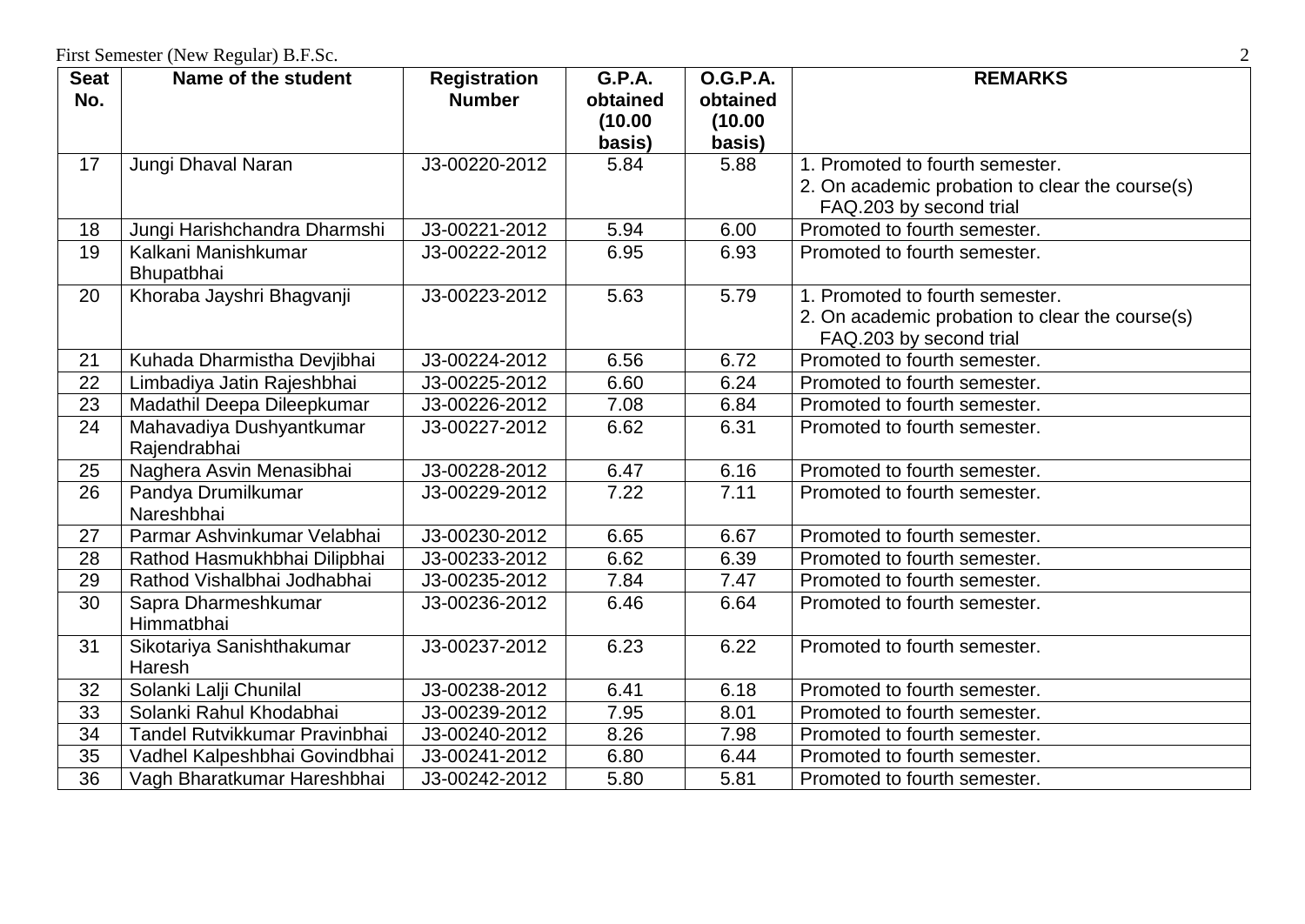| Seat No. | Name of the student | Registration Number | G.P.A. obtained (10.00 basis) | O.G.P.A. obtained (10.00 basis) | REMARKS |
|---|---|---|---|---|---|
| 17 | Jungi Dhaval Naran | J3-00220-2012 | 5.84 | 5.88 | 1. Promoted to fourth semester. 2. On academic probation to clear the course(s) FAQ.203 by second trial |
| 18 | Jungi Harishchandra Dharmshi | J3-00221-2012 | 5.94 | 6.00 | Promoted to fourth semester. |
| 19 | Kalkani Manishkumar Bhupatbhai | J3-00222-2012 | 6.95 | 6.93 | Promoted to fourth semester. |
| 20 | Khoraba Jayshri Bhagvanji | J3-00223-2012 | 5.63 | 5.79 | 1. Promoted to fourth semester. 2. On academic probation to clear the course(s) FAQ.203 by second trial |
| 21 | Kuhada Dharmistha Devjibhai | J3-00224-2012 | 6.56 | 6.72 | Promoted to fourth semester. |
| 22 | Limbadiya Jatin Rajeshbhai | J3-00225-2012 | 6.60 | 6.24 | Promoted to fourth semester. |
| 23 | Madathil Deepa Dileepkumar | J3-00226-2012 | 7.08 | 6.84 | Promoted to fourth semester. |
| 24 | Mahavadiya Dushyantkumar Rajendrabhai | J3-00227-2012 | 6.62 | 6.31 | Promoted to fourth semester. |
| 25 | Naghera Asvin Menasibhai | J3-00228-2012 | 6.47 | 6.16 | Promoted to fourth semester. |
| 26 | Pandya Drumilkumar Nareshbhai | J3-00229-2012 | 7.22 | 7.11 | Promoted to fourth semester. |
| 27 | Parmar Ashvinkumar Velabhai | J3-00230-2012 | 6.65 | 6.67 | Promoted to fourth semester. |
| 28 | Rathod Hasmukhbhai Dilipbhai | J3-00233-2012 | 6.62 | 6.39 | Promoted to fourth semester. |
| 29 | Rathod Vishalbhai Jodhabhai | J3-00235-2012 | 7.84 | 7.47 | Promoted to fourth semester. |
| 30 | Sapra Dharmeshkumar Himmatbhai | J3-00236-2012 | 6.46 | 6.64 | Promoted to fourth semester. |
| 31 | Sikotariya Sanishthakumar Haresh | J3-00237-2012 | 6.23 | 6.22 | Promoted to fourth semester. |
| 32 | Solanki Lalji Chunilal | J3-00238-2012 | 6.41 | 6.18 | Promoted to fourth semester. |
| 33 | Solanki Rahul Khodabhai | J3-00239-2012 | 7.95 | 8.01 | Promoted to fourth semester. |
| 34 | Tandel Rutvikkumar Pravinbhai | J3-00240-2012 | 8.26 | 7.98 | Promoted to fourth semester. |
| 35 | Vadhel Kalpeshbhai Govindbhai | J3-00241-2012 | 6.80 | 6.44 | Promoted to fourth semester. |
| 36 | Vagh Bharatkumar Hareshbhai | J3-00242-2012 | 5.80 | 5.81 | Promoted to fourth semester. |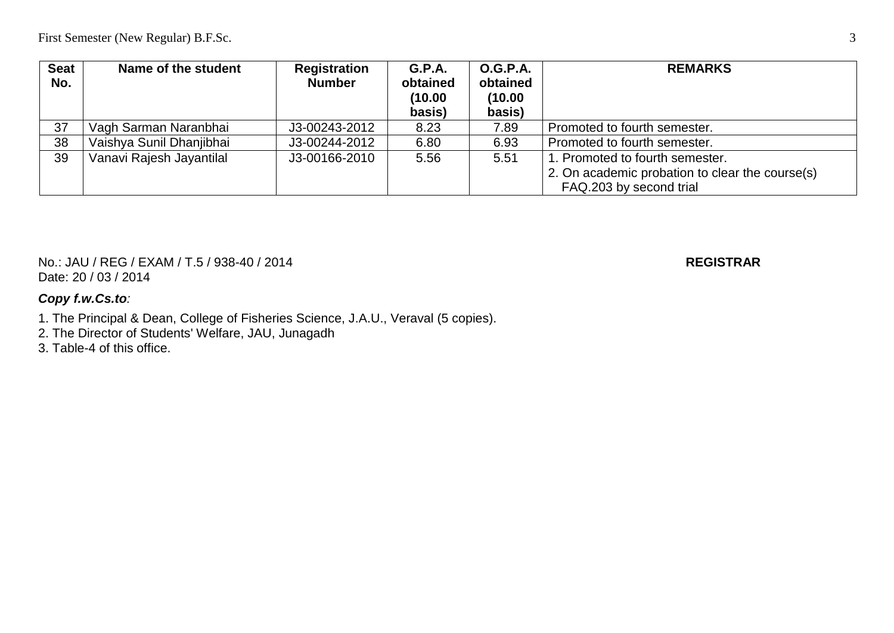| Seat No. | Name of the student | Registration Number | G.P.A. obtained (10.00 basis) | O.G.P.A. obtained (10.00 basis) | REMARKS |
|---|---|---|---|---|---|
| 37 | Vagh Sarman Naranbhai | J3-00243-2012 | 8.23 | 7.89 | Promoted to fourth semester. |
| 38 | Vaishya Sunil Dhanjibhai | J3-00244-2012 | 6.80 | 6.93 | Promoted to fourth semester. |
| 39 | Vanavi Rajesh Jayantilal | J3-00166-2010 | 5.56 | 5.51 | 1. Promoted to fourth semester.<br>2. On academic probation to clear the course(s) FAQ.203 by second trial |

No.: JAU / REG / EXAM / T.5 / 938-40 / 2014

Date: 20 / 03 / 2014

**REGISTRAR**

***Copy f.w.Cs.to**:*

1. The Principal & Dean, College of Fisheries Science, J.A.U., Veraval (5 copies).
2. The Director of Students' Welfare, JAU, Junagadh
3. Table-4 of this office.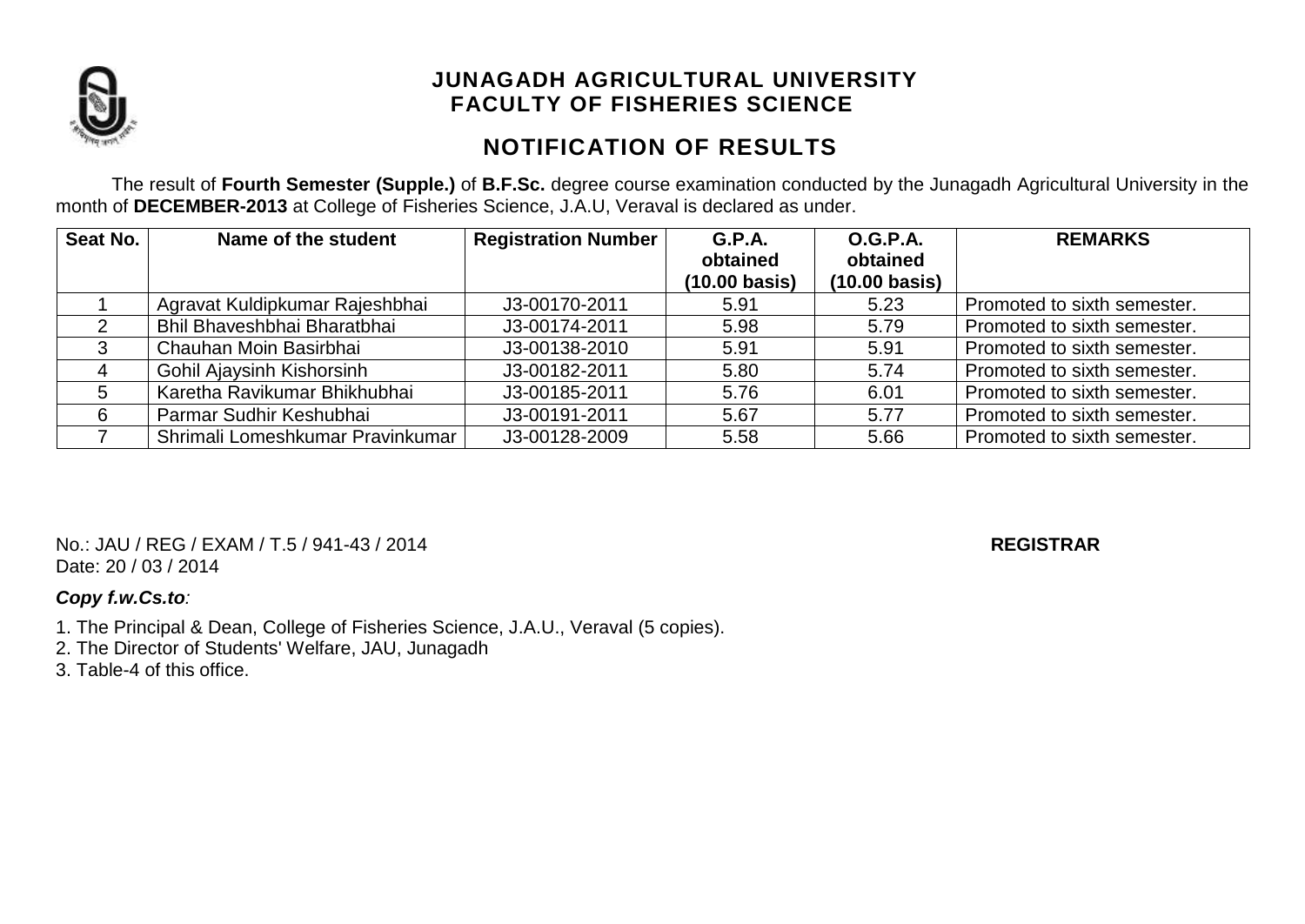# JUNAGADH AGRICULTURAL UNIVERSITY
## FACULTY OF FISHERIES SCIENCE

## NOTIFICATION OF RESULTS

The result of **Fourth Semester (Supple.)** of **B.F.Sc.** degree course examination conducted by the Junagadh Agricultural University in the month of **DECEMBER-2013** at College of Fisheries Science, J.A.U, Veraval is declared as under.

| Seat No. | Name of the student | Registration Number | G.P.A. obtained (10.00 basis) | O.G.P.A. obtained (10.00 basis) | REMARKS |
|---|---|---|---|---|---|
| 1 | Agravat Kuldipkumar Rajeshbhai | J3-00170-2011 | 5.91 | 5.23 | Promoted to sixth semester. |
| 2 | Bhil Bhaveshbhai Bharatbhai | J3-00174-2011 | 5.98 | 5.79 | Promoted to sixth semester. |
| 3 | Chauhan Moin Basirbhai | J3-00138-2010 | 5.91 | 5.91 | Promoted to sixth semester. |
| 4 | Gohil Ajaysinh Kishorsinh | J3-00182-2011 | 5.80 | 5.74 | Promoted to sixth semester. |
| 5 | Karetha Ravikumar Bhikhubhai | J3-00185-2011 | 5.76 | 6.01 | Promoted to sixth semester. |
| 6 | Parmar Sudhir Keshubhai | J3-00191-2011 | 5.67 | 5.77 | Promoted to sixth semester. |
| 7 | Shrimali Lomeshkumar Pravinkumar | J3-00128-2009 | 5.58 | 5.66 | Promoted to sixth semester. |

No.: JAU / REG / EXAM / T.5 / 941-43 / 2014

Date: 20 / 03 / 2014

**REGISTRAR**

***Copy f.w.Cs.to**:*

1. The Principal & Dean, College of Fisheries Science, J.A.U., Veraval (5 copies).
2. The Director of Students' Welfare, JAU, Junagadh
3. Table-4 of this office.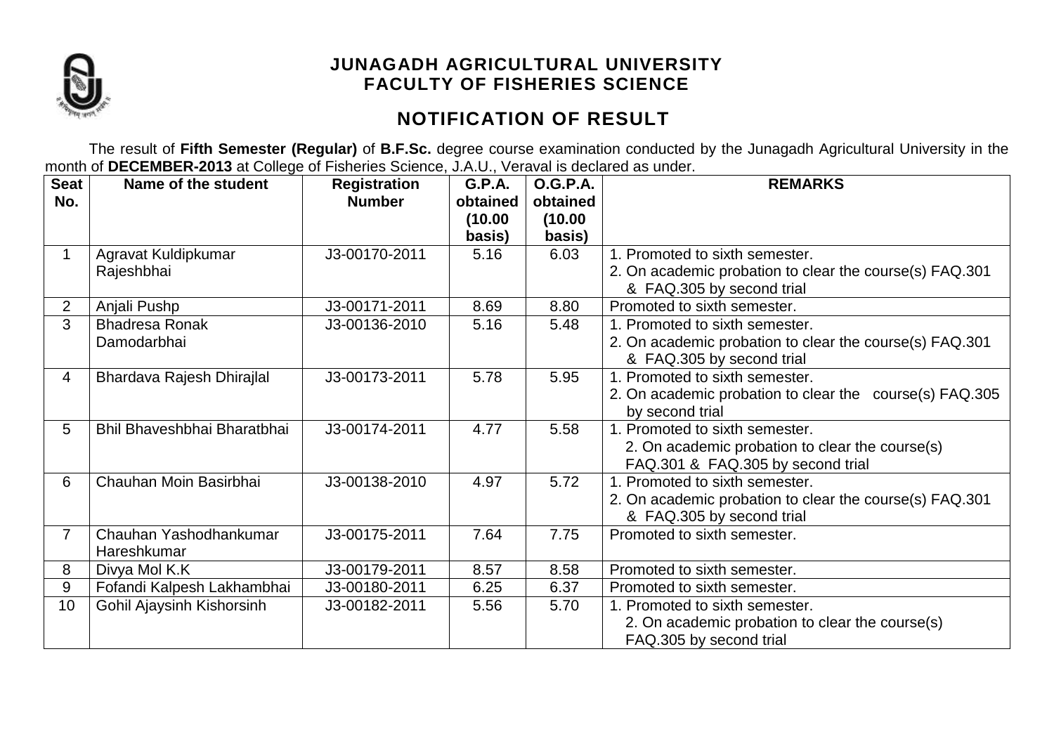# JUNAGADH AGRICULTURAL UNIVERSITY
## FACULTY OF FISHERIES SCIENCE

## NOTIFICATION OF RESULT

The result of **Fifth Semester (Regular)** of **B.F.Sc.** degree course examination conducted by the Junagadh Agricultural University in the month of **DECEMBER-2013** at College of Fisheries Science, J.A.U., Veraval is declared as under.

| Seat No. | Name of the student | Registration Number | G.P.A. obtained (10.00 basis) | O.G.P.A. obtained (10.00 basis) | REMARKS |
|---|---|---|---|---|---|
| 1 | Agravat Kuldipkumar Rajeshbhai | J3-00170-2011 | 5.16 | 6.03 | 1. Promoted to sixth semester. 2. On academic probation to clear the course(s) FAQ.301 & FAQ.305 by second trial |
| 2 | Anjali Pushp | J3-00171-2011 | 8.69 | 8.80 | Promoted to sixth semester. |
| 3 | Bhadresa Ronak Damodarbhai | J3-00136-2010 | 5.16 | 5.48 | 1. Promoted to sixth semester. 2. On academic probation to clear the course(s) FAQ.301 & FAQ.305 by second trial |
| 4 | Bhardava Rajesh Dhirajlal | J3-00173-2011 | 5.78 | 5.95 | 1. Promoted to sixth semester. 2. On academic probation to clear the course(s) FAQ.305 by second trial |
| 5 | Bhil Bhaveshbhai Bharatbhai | J3-00174-2011 | 4.77 | 5.58 | 1. Promoted to sixth semester. 2. On academic probation to clear the course(s) FAQ.301 & FAQ.305 by second trial |
| 6 | Chauhan Moin Basirbhai | J3-00138-2010 | 4.97 | 5.72 | 1. Promoted to sixth semester. 2. On academic probation to clear the course(s) FAQ.301 & FAQ.305 by second trial |
| 7 | Chauhan Yashodhankumar Hareshkumar | J3-00175-2011 | 7.64 | 7.75 | Promoted to sixth semester. |
| 8 | Divya Mol K.K | J3-00179-2011 | 8.57 | 8.58 | Promoted to sixth semester. |
| 9 | Fofandi Kalpesh Lakhambhai | J3-00180-2011 | 6.25 | 6.37 | Promoted to sixth semester. |
| 10 | Gohil Ajaysinh Kishorsinh | J3-00182-2011 | 5.56 | 5.70 | 1. Promoted to sixth semester. 2. On academic probation to clear the course(s) FAQ.305 by second trial |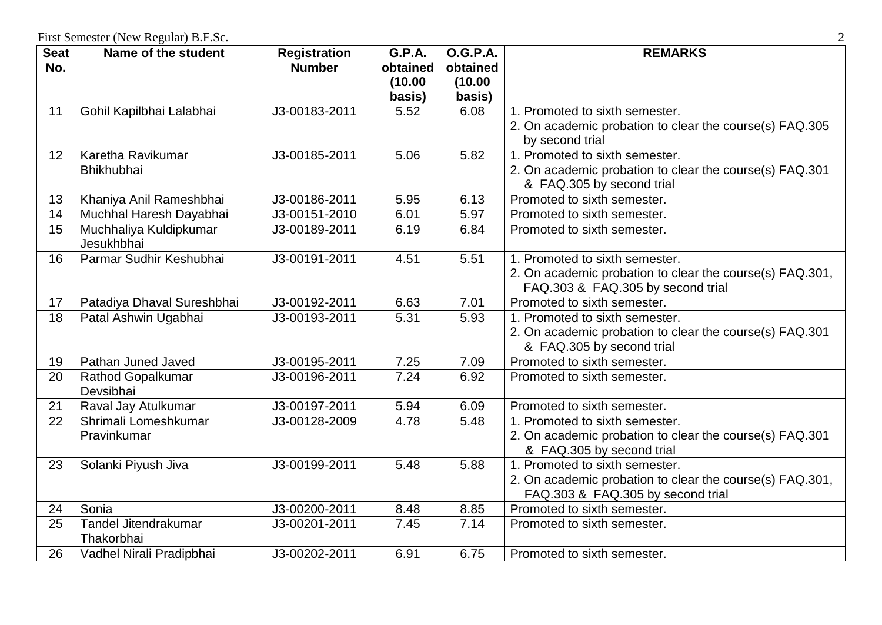| Seat No. | Name of the student | Registration Number | G.P.A. obtained (10.00 basis) | O.G.P.A. obtained (10.00 basis) | REMARKS |
|---|---|---|---|---|---|
| 11 | Gohil Kapilbhai Lalabhai | J3-00183-2011 | 5.52 | 6.08 | 1. Promoted to sixth semester.<br>2. On academic probation to clear the course(s) FAQ.305 by second trial |
| 12 | Karetha Ravikumar Bhikhubhai | J3-00185-2011 | 5.06 | 5.82 | 1. Promoted to sixth semester.<br>2. On academic probation to clear the course(s) FAQ.301 & FAQ.305 by second trial |
| 13 | Khaniya Anil Rameshbhai | J3-00186-2011 | 5.95 | 6.13 | Promoted to sixth semester. |
| 14 | Muchhal Haresh Dayabhai | J3-00151-2010 | 6.01 | 5.97 | Promoted to sixth semester. |
| 15 | Muchhaliya Kuldipkumar Jesukhbhai | J3-00189-2011 | 6.19 | 6.84 | Promoted to sixth semester. |
| 16 | Parmar Sudhir Keshubhai | J3-00191-2011 | 4.51 | 5.51 | 1. Promoted to sixth semester.<br>2. On academic probation to clear the course(s) FAQ.301, FAQ.303 & FAQ.305 by second trial |
| 17 | Patadiya Dhaval Sureshbhai | J3-00192-2011 | 6.63 | 7.01 | Promoted to sixth semester. |
| 18 | Patal Ashwin Ugabhai | J3-00193-2011 | 5.31 | 5.93 | 1. Promoted to sixth semester.<br>2. On academic probation to clear the course(s) FAQ.301 & FAQ.305 by second trial |
| 19 | Pathan Juned Javed | J3-00195-2011 | 7.25 | 7.09 | Promoted to sixth semester. |
| 20 | Rathod Gopalkumar Devsibhai | J3-00196-2011 | 7.24 | 6.92 | Promoted to sixth semester. |
| 21 | Raval Jay Atulkumar | J3-00197-2011 | 5.94 | 6.09 | Promoted to sixth semester. |
| 22 | Shrimali Lomeshkumar Pravinkumar | J3-00128-2009 | 4.78 | 5.48 | 1. Promoted to sixth semester.<br>2. On academic probation to clear the course(s) FAQ.301 & FAQ.305 by second trial |
| 23 | Solanki Piyush Jiva | J3-00199-2011 | 5.48 | 5.88 | 1. Promoted to sixth semester.<br>2. On academic probation to clear the course(s) FAQ.301, FAQ.303 & FAQ.305 by second trial |
| 24 | Sonia | J3-00200-2011 | 8.48 | 8.85 | Promoted to sixth semester. |
| 25 | Tandel Jitendrakumar Thakorbhai | J3-00201-2011 | 7.45 | 7.14 | Promoted to sixth semester. |
| 26 | Vadhel Nirali Pradipbhai | J3-00202-2011 | 6.91 | 6.75 | Promoted to sixth semester. |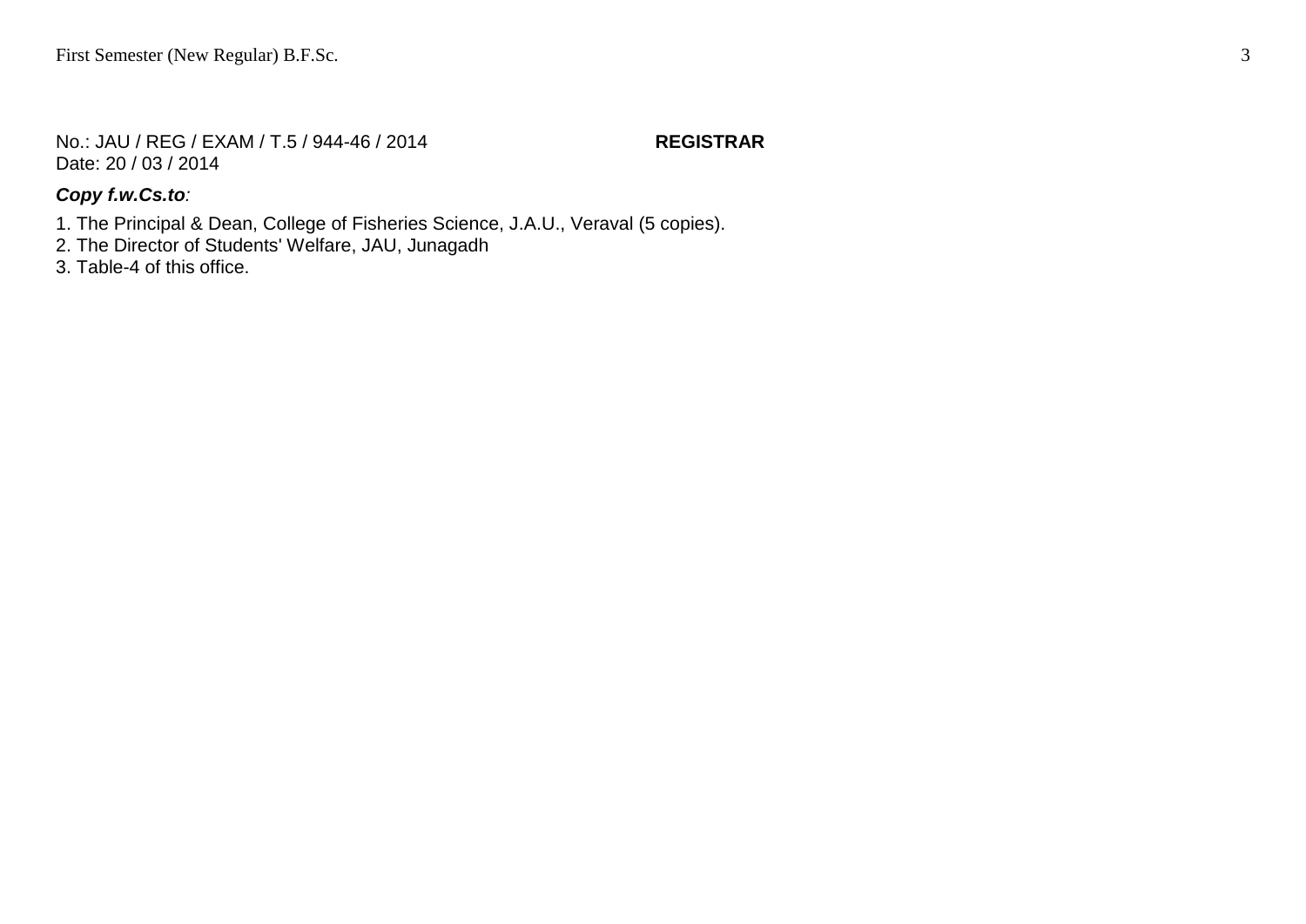No.: JAU / REG / EXAM / T.5 / 944-46 / 2014 **REGISTRAR**
Date: 20 / 03 / 2014

***Copy f.w.Cs.to***:

1. The Principal & Dean, College of Fisheries Science, J.A.U., Veraval (5 copies).
2. The Director of Students' Welfare, JAU, Junagadh
3. Table-4 of this office.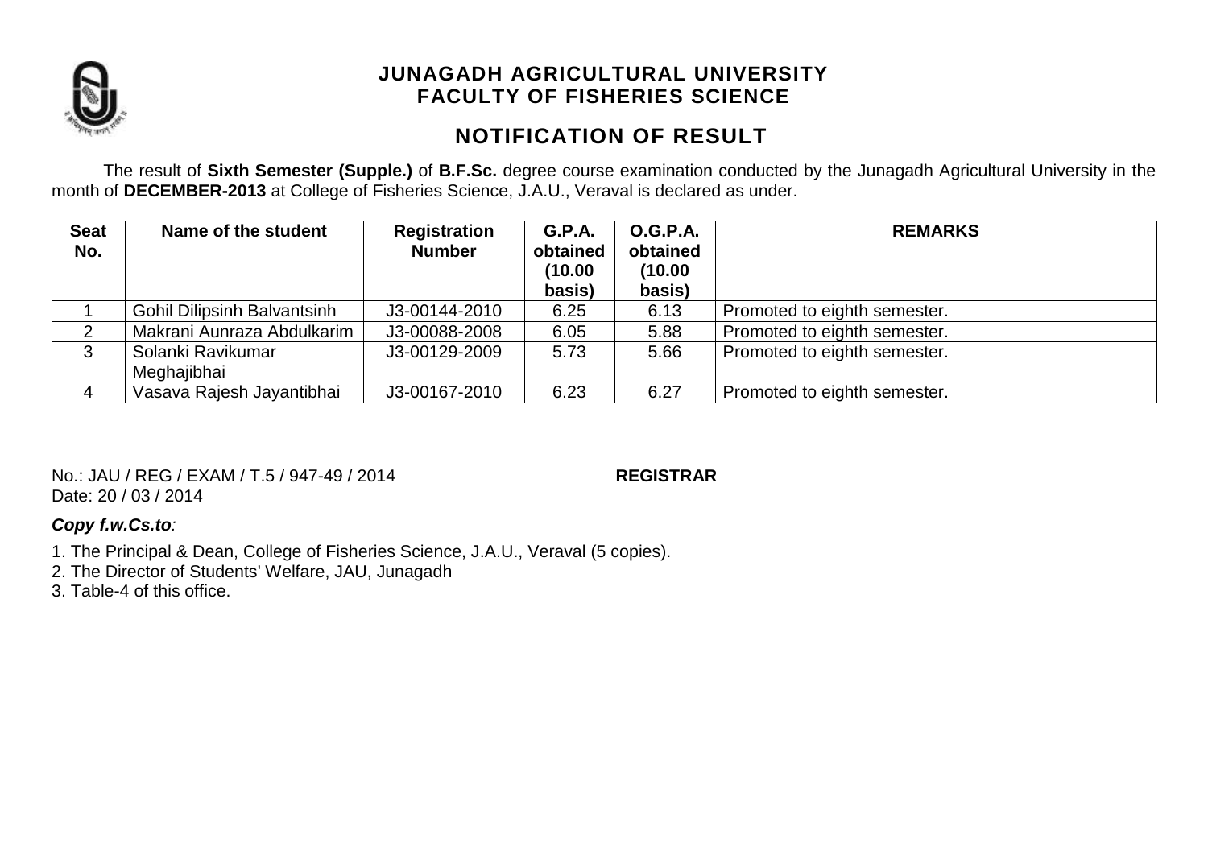# JUNAGADH AGRICULTURAL UNIVERSITY
## FACULTY OF FISHERIES SCIENCE

## NOTIFICATION OF RESULT

The result of **Sixth Semester (Supple.)** of **B.F.Sc.** degree course examination conducted by the Junagadh Agricultural University in the month of **DECEMBER-2013** at College of Fisheries Science, J.A.U., Veraval is declared as under.

| Seat No. | Name of the student | Registration Number | G.P.A. obtained (10.00 basis) | O.G.P.A. obtained (10.00 basis) | REMARKS |
|---|---|---|---|---|---|
| 1 | Gohil Dilipsinh Balvantsinh | J3-00144-2010 | 6.25 | 6.13 | Promoted to eighth semester. |
| 2 | Makrani Aunraza Abdulkarim | J3-00088-2008 | 6.05 | 5.88 | Promoted to eighth semester. |
| 3 | Solanki Ravikumar Meghajibhai | J3-00129-2009 | 5.73 | 5.66 | Promoted to eighth semester. |
| 4 | Vasava Rajesh Jayantibhai | J3-00167-2010 | 6.23 | 6.27 | Promoted to eighth semester. |

No.: JAU / REG / EXAM / T.5 / 947-49 / 2014

Date: 20 / 03 / 2014

**REGISTRAR**

***Copy f.w.Cs.to***:

1. The Principal & Dean, College of Fisheries Science, J.A.U., Veraval (5 copies).
2. The Director of Students' Welfare, JAU, Junagadh
3. Table-4 of this office.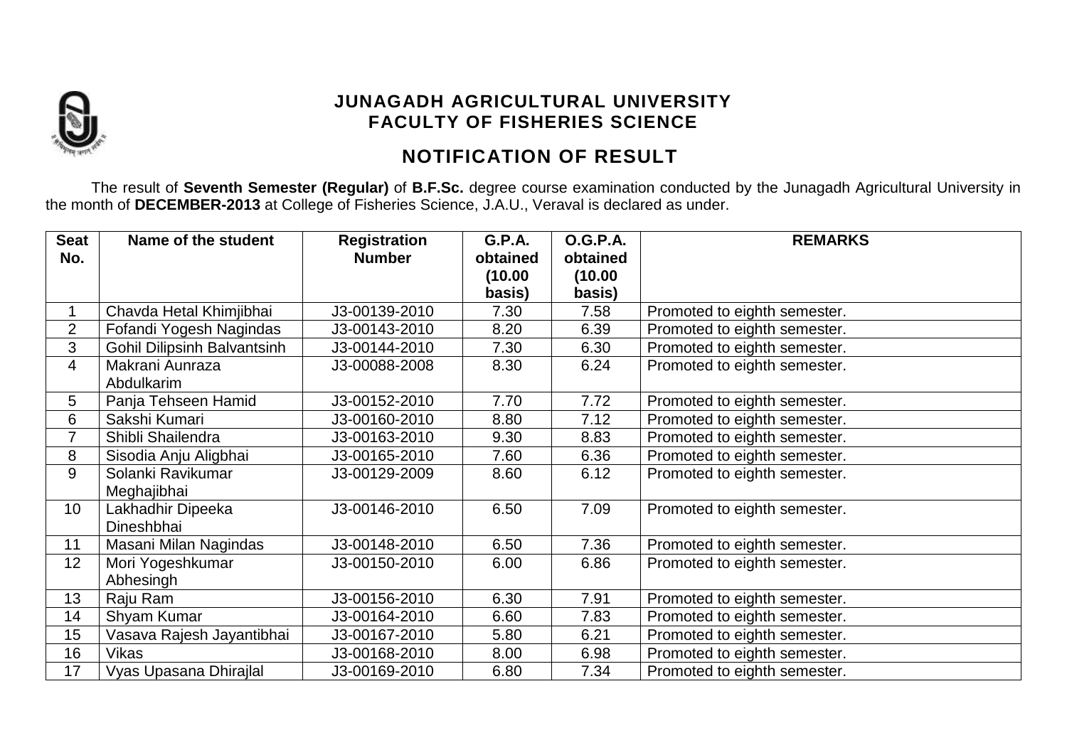# JUNAGADH AGRICULTURAL UNIVERSITY
## FACULTY OF FISHERIES SCIENCE

## NOTIFICATION OF RESULT

The result of **Seventh Semester (Regular)** of **B.F.Sc.** degree course examination conducted by the Junagadh Agricultural University in the month of **DECEMBER-2013** at College of Fisheries Science, J.A.U., Veraval is declared as under.

| Seat No. | Name of the student | Registration Number | G.P.A. obtained (10.00 basis) | O.G.P.A. obtained (10.00 basis) | REMARKS |
|---|---|---|---|---|---|
| 1 | Chavda Hetal Khimjibhai | J3-00139-2010 | 7.30 | 7.58 | Promoted to eighth semester. |
| 2 | Fofandi Yogesh Nagindas | J3-00143-2010 | 8.20 | 6.39 | Promoted to eighth semester. |
| 3 | Gohil Dilipsinh Balvantsinh | J3-00144-2010 | 7.30 | 6.30 | Promoted to eighth semester. |
| 4 | Makrani Aunraza Abdulkarim | J3-00088-2008 | 8.30 | 6.24 | Promoted to eighth semester. |
| 5 | Panja Tehseen Hamid | J3-00152-2010 | 7.70 | 7.72 | Promoted to eighth semester. |
| 6 | Sakshi Kumari | J3-00160-2010 | 8.80 | 7.12 | Promoted to eighth semester. |
| 7 | Shibli Shailendra | J3-00163-2010 | 9.30 | 8.83 | Promoted to eighth semester. |
| 8 | Sisodia Anju Aligbhai | J3-00165-2010 | 7.60 | 6.36 | Promoted to eighth semester. |
| 9 | Solanki Ravikumar Meghajibhai | J3-00129-2009 | 8.60 | 6.12 | Promoted to eighth semester. |
| 10 | Lakhadhir Dipeeka Dineshbhai | J3-00146-2010 | 6.50 | 7.09 | Promoted to eighth semester. |
| 11 | Masani Milan Nagindas | J3-00148-2010 | 6.50 | 7.36 | Promoted to eighth semester. |
| 12 | Mori Yogeshkumar Abhesingh | J3-00150-2010 | 6.00 | 6.86 | Promoted to eighth semester. |
| 13 | Raju Ram | J3-00156-2010 | 6.30 | 7.91 | Promoted to eighth semester. |
| 14 | Shyam Kumar | J3-00164-2010 | 6.60 | 7.83 | Promoted to eighth semester. |
| 15 | Vasava Rajesh Jayantibhai | J3-00167-2010 | 5.80 | 6.21 | Promoted to eighth semester. |
| 16 | Vikas | J3-00168-2010 | 8.00 | 6.98 | Promoted to eighth semester. |
| 17 | Vyas Upasana Dhirajlal | J3-00169-2010 | 6.80 | 7.34 | Promoted to eighth semester. |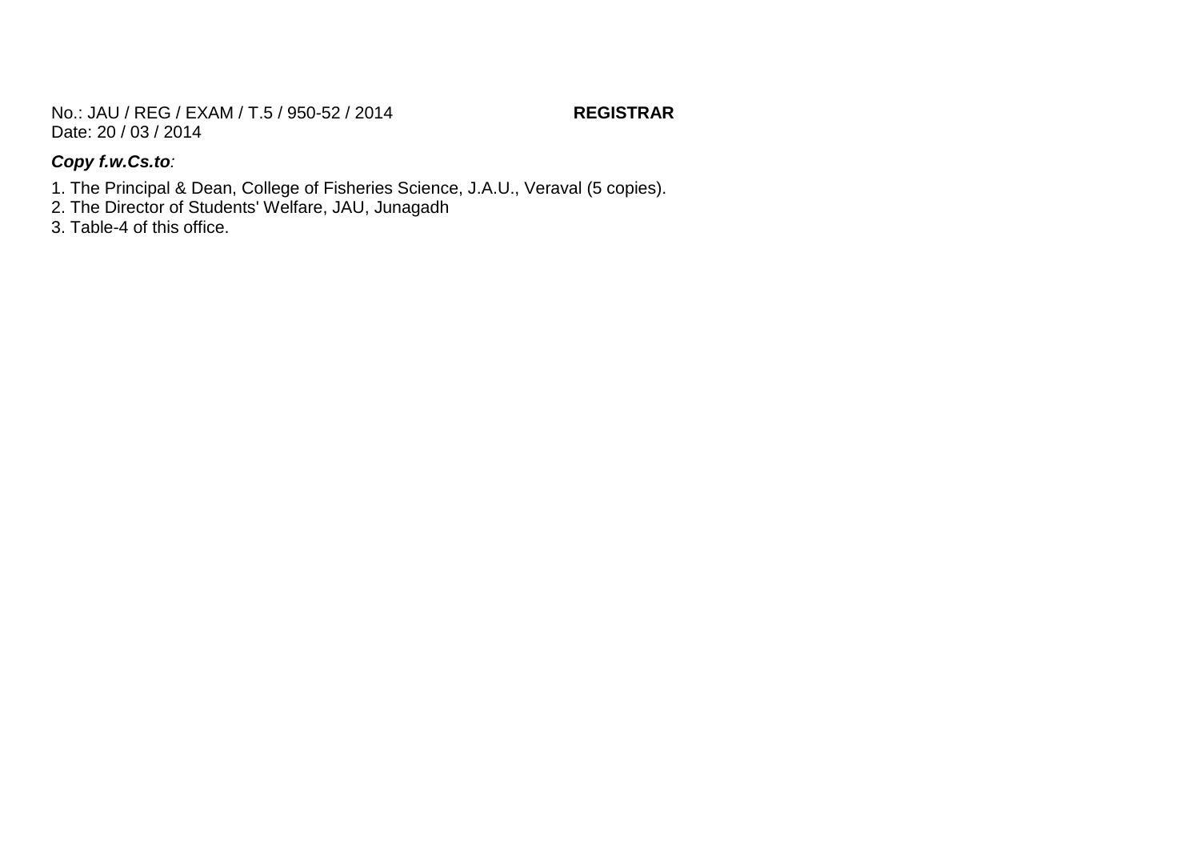No.: JAU / REG / EXAM / T.5 / 950-52 / 2014 **REGISTRAR**
Date: 20 / 03 / 2014

***Copy f.w.Cs.to**:*

1. The Principal & Dean, College of Fisheries Science, J.A.U., Veraval (5 copies).
2. The Director of Students' Welfare, JAU, Junagadh
3. Table-4 of this office.